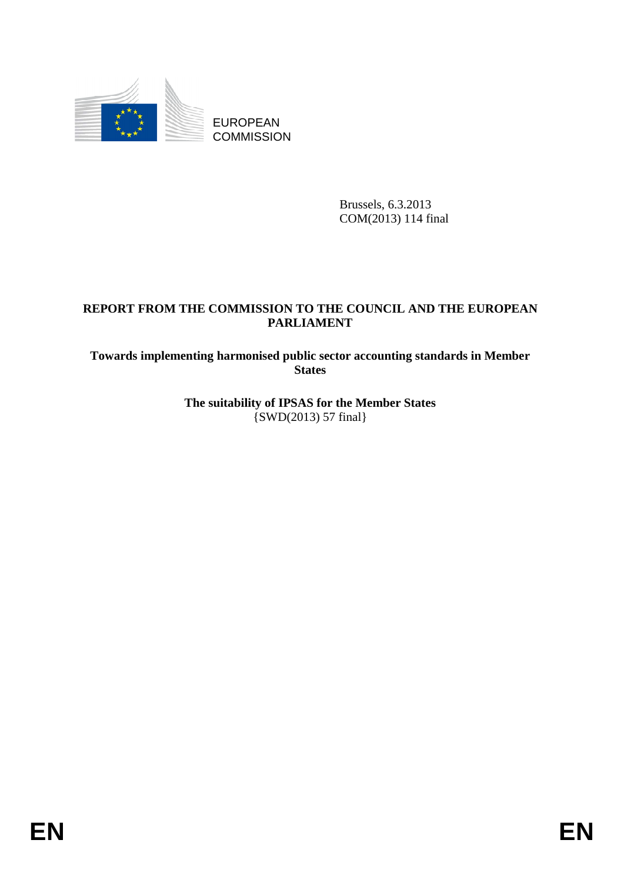EUROPEAN
COMMISSION

Brussels, 6.3.2013
COM(2013) 114 final

**REPORT FROM THE COMMISSION TO THE COUNCIL AND THE EUROPEAN PARLIAMENT**

**Towards implementing harmonised public sector accounting standards in Member States**

**The suitability of IPSAS for the Member States**
{SWD(2013) 57 final}

EN EN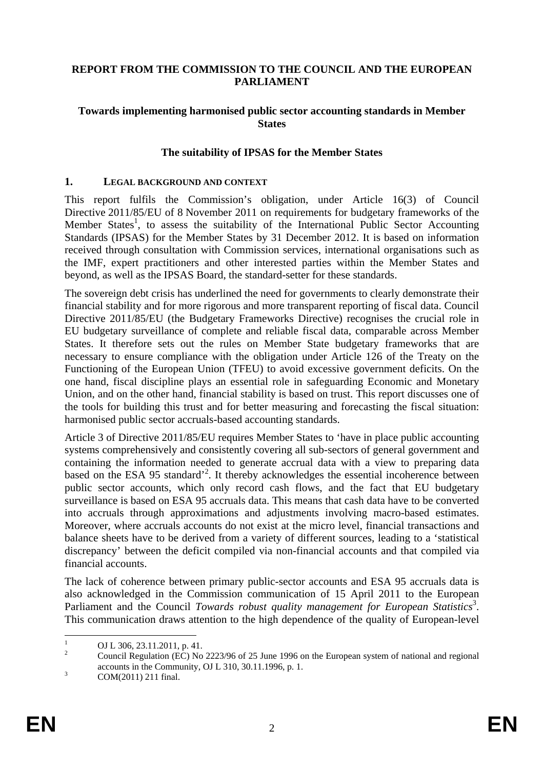**REPORT FROM THE COMMISSION TO THE COUNCIL AND THE EUROPEAN PARLIAMENT**

**Towards implementing harmonised public sector accounting standards in Member States**

**The suitability of IPSAS for the Member States**

## 1. LEGAL BACKGROUND AND CONTEXT

This report fulfils the Commission's obligation, under Article 16(3) of Council Directive 2011/85/EU of 8 November 2011 on requirements for budgetary frameworks of the Member States[1], to assess the suitability of the International Public Sector Accounting Standards (IPSAS) for the Member States by 31 December 2012. It is based on information received through consultation with Commission services, international organisations such as the IMF, expert practitioners and other interested parties within the Member States and beyond, as well as the IPSAS Board, the standard-setter for these standards.

The sovereign debt crisis has underlined the need for governments to clearly demonstrate their financial stability and for more rigorous and more transparent reporting of fiscal data. Council Directive 2011/85/EU (the Budgetary Frameworks Directive) recognises the crucial role in EU budgetary surveillance of complete and reliable fiscal data, comparable across Member States. It therefore sets out the rules on Member State budgetary frameworks that are necessary to ensure compliance with the obligation under Article 126 of the Treaty on the Functioning of the European Union (TFEU) to avoid excessive government deficits. On the one hand, fiscal discipline plays an essential role in safeguarding Economic and Monetary Union, and on the other hand, financial stability is based on trust. This report discusses one of the tools for building this trust and for better measuring and forecasting the fiscal situation: harmonised public sector accruals-based accounting standards.

Article 3 of Directive 2011/85/EU requires Member States to 'have in place public accounting systems comprehensively and consistently covering all sub-sectors of general government and containing the information needed to generate accrual data with a view to preparing data based on the ESA 95 standard'[2]. It thereby acknowledges the essential incoherence between public sector accounts, which only record cash flows, and the fact that EU budgetary surveillance is based on ESA 95 accruals data. This means that cash data have to be converted into accruals through approximations and adjustments involving macro-based estimates. Moreover, where accruals accounts do not exist at the micro level, financial transactions and balance sheets have to be derived from a variety of different sources, leading to a 'statistical discrepancy' between the deficit compiled via non-financial accounts and that compiled via financial accounts.

The lack of coherence between primary public-sector accounts and ESA 95 accruals data is also acknowledged in the Commission communication of 15 April 2011 to the European Parliament and the Council *Towards robust quality management for European Statistics*[3]. This communication draws attention to the high dependence of the quality of European-level

---

[1] OJ L 306, 23.11.2011, p. 41.

[2] Council Regulation (EC) No 2223/96 of 25 June 1996 on the European system of national and regional accounts in the Community, OJ L 310, 30.11.1996, p. 1.

[3] COM(2011) 211 final.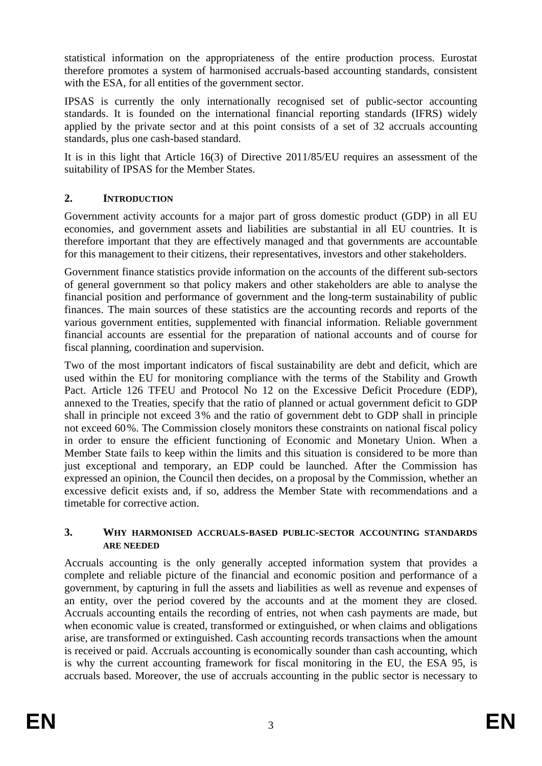statistical information on the appropriateness of the entire production process. Eurostat therefore promotes a system of harmonised accruals-based accounting standards, consistent with the ESA, for all entities of the government sector.

IPSAS is currently the only internationally recognised set of public-sector accounting standards. It is founded on the international financial reporting standards (IFRS) widely applied by the private sector and at this point consists of a set of 32 accruals accounting standards, plus one cash-based standard.

It is in this light that Article 16(3) of Directive 2011/85/EU requires an assessment of the suitability of IPSAS for the Member States.

## 2. INTRODUCTION

Government activity accounts for a major part of gross domestic product (GDP) in all EU economies, and government assets and liabilities are substantial in all EU countries. It is therefore important that they are effectively managed and that governments are accountable for this management to their citizens, their representatives, investors and other stakeholders.

Government finance statistics provide information on the accounts of the different sub-sectors of general government so that policy makers and other stakeholders are able to analyse the financial position and performance of government and the long-term sustainability of public finances. The main sources of these statistics are the accounting records and reports of the various government entities, supplemented with financial information. Reliable government financial accounts are essential for the preparation of national accounts and of course for fiscal planning, coordination and supervision.

Two of the most important indicators of fiscal sustainability are debt and deficit, which are used within the EU for monitoring compliance with the terms of the Stability and Growth Pact. Article 126 TFEU and Protocol No 12 on the Excessive Deficit Procedure (EDP), annexed to the Treaties, specify that the ratio of planned or actual government deficit to GDP shall in principle not exceed 3% and the ratio of government debt to GDP shall in principle not exceed 60%. The Commission closely monitors these constraints on national fiscal policy in order to ensure the efficient functioning of Economic and Monetary Union. When a Member State fails to keep within the limits and this situation is considered to be more than just exceptional and temporary, an EDP could be launched. After the Commission has expressed an opinion, the Council then decides, on a proposal by the Commission, whether an excessive deficit exists and, if so, address the Member State with recommendations and a timetable for corrective action.

## 3. WHY HARMONISED ACCRUALS-BASED PUBLIC-SECTOR ACCOUNTING STANDARDS ARE NEEDED

Accruals accounting is the only generally accepted information system that provides a complete and reliable picture of the financial and economic position and performance of a government, by capturing in full the assets and liabilities as well as revenue and expenses of an entity, over the period covered by the accounts and at the moment they are closed. Accruals accounting entails the recording of entries, not when cash payments are made, but when economic value is created, transformed or extinguished, or when claims and obligations arise, are transformed or extinguished. Cash accounting records transactions when the amount is received or paid. Accruals accounting is economically sounder than cash accounting, which is why the current accounting framework for fiscal monitoring in the EU, the ESA 95, is accruals based. Moreover, the use of accruals accounting in the public sector is necessary to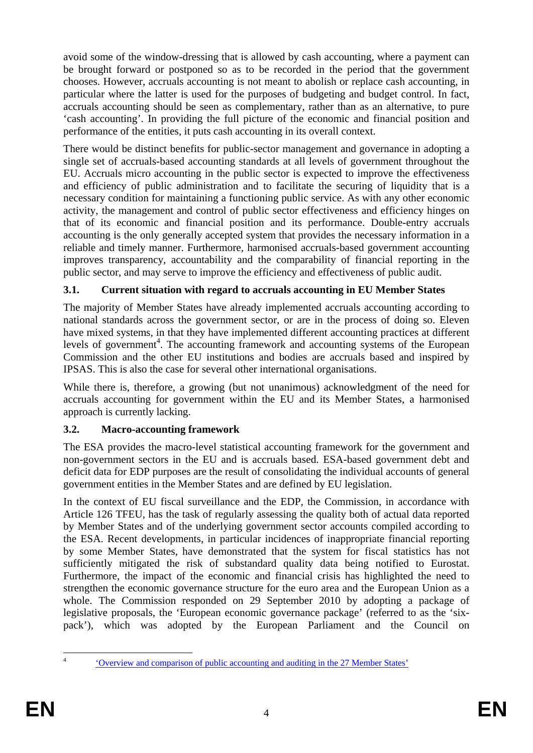avoid some of the window-dressing that is allowed by cash accounting, where a payment can be brought forward or postponed so as to be recorded in the period that the government chooses. However, accruals accounting is not meant to abolish or replace cash accounting, in particular where the latter is used for the purposes of budgeting and budget control. In fact, accruals accounting should be seen as complementary, rather than as an alternative, to pure 'cash accounting'. In providing the full picture of the economic and financial position and performance of the entities, it puts cash accounting in its overall context.

There would be distinct benefits for public-sector management and governance in adopting a single set of accruals-based accounting standards at all levels of government throughout the EU. Accruals micro accounting in the public sector is expected to improve the effectiveness and efficiency of public administration and to facilitate the securing of liquidity that is a necessary condition for maintaining a functioning public service. As with any other economic activity, the management and control of public sector effectiveness and efficiency hinges on that of its economic and financial position and its performance. Double-entry accruals accounting is the only generally accepted system that provides the necessary information in a reliable and timely manner. Furthermore, harmonised accruals-based government accounting improves transparency, accountability and the comparability of financial reporting in the public sector, and may serve to improve the efficiency and effectiveness of public audit.

### 3.1. Current situation with regard to accruals accounting in EU Member States

The majority of Member States have already implemented accruals accounting according to national standards across the government sector, or are in the process of doing so. Eleven have mixed systems, in that they have implemented different accounting practices at different levels of government[4]. The accounting framework and accounting systems of the European Commission and the other EU institutions and bodies are accruals based and inspired by IPSAS. This is also the case for several other international organisations.

While there is, therefore, a growing (but not unanimous) acknowledgment of the need for accruals accounting for government within the EU and its Member States, a harmonised approach is currently lacking.

### 3.2. Macro-accounting framework

The ESA provides the macro-level statistical accounting framework for the government and non-government sectors in the EU and is accruals based. ESA-based government debt and deficit data for EDP purposes are the result of consolidating the individual accounts of general government entities in the Member States and are defined by EU legislation.

In the context of EU fiscal surveillance and the EDP, the Commission, in accordance with Article 126 TFEU, has the task of regularly assessing the quality both of actual data reported by Member States and of the underlying government sector accounts compiled according to the ESA. Recent developments, in particular incidences of inappropriate financial reporting by some Member States, have demonstrated that the system for fiscal statistics has not sufficiently mitigated the risk of substandard quality data being notified to Eurostat. Furthermore, the impact of the economic and financial crisis has highlighted the need to strengthen the economic governance structure for the euro area and the European Union as a whole. The Commission responded on 29 September 2010 by adopting a package of legislative proposals, the 'European economic governance package' (referred to as the 'six-pack'), which was adopted by the European Parliament and the Council on

---

[4] 'Overview and comparison of public accounting and auditing in the 27 Member States'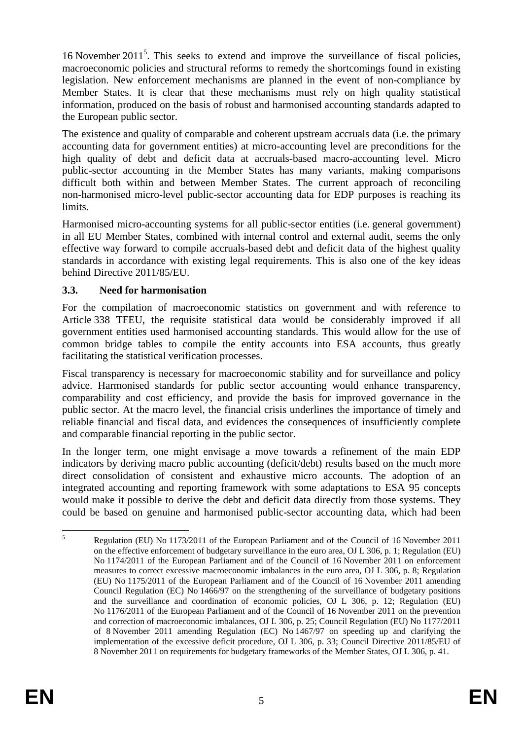16 November 2011[5]. This seeks to extend and improve the surveillance of fiscal policies, macroeconomic policies and structural reforms to remedy the shortcomings found in existing legislation. New enforcement mechanisms are planned in the event of non-compliance by Member States. It is clear that these mechanisms must rely on high quality statistical information, produced on the basis of robust and harmonised accounting standards adapted to the European public sector.

The existence and quality of comparable and coherent upstream accruals data (i.e. the primary accounting data for government entities) at micro-accounting level are preconditions for the high quality of debt and deficit data at accruals-based macro-accounting level. Micro public-sector accounting in the Member States has many variants, making comparisons difficult both within and between Member States. The current approach of reconciling non-harmonised micro-level public-sector accounting data for EDP purposes is reaching its limits.

Harmonised micro-accounting systems for all public-sector entities (i.e. general government) in all EU Member States, combined with internal control and external audit, seems the only effective way forward to compile accruals-based debt and deficit data of the highest quality standards in accordance with existing legal requirements. This is also one of the key ideas behind Directive 2011/85/EU.

### 3.3. Need for harmonisation

For the compilation of macroeconomic statistics on government and with reference to Article 338 TFEU, the requisite statistical data would be considerably improved if all government entities used harmonised accounting standards. This would allow for the use of common bridge tables to compile the entity accounts into ESA accounts, thus greatly facilitating the statistical verification processes.

Fiscal transparency is necessary for macroeconomic stability and for surveillance and policy advice. Harmonised standards for public sector accounting would enhance transparency, comparability and cost efficiency, and provide the basis for improved governance in the public sector. At the macro level, the financial crisis underlines the importance of timely and reliable financial and fiscal data, and evidences the consequences of insufficiently complete and comparable financial reporting in the public sector.

In the longer term, one might envisage a move towards a refinement of the main EDP indicators by deriving macro public accounting (deficit/debt) results based on the much more direct consolidation of consistent and exhaustive micro accounts. The adoption of an integrated accounting and reporting framework with some adaptations to ESA 95 concepts would make it possible to derive the debt and deficit data directly from those systems. They could be based on genuine and harmonised public-sector accounting data, which had been

---

[5] Regulation (EU) No 1173/2011 of the European Parliament and of the Council of 16 November 2011 on the effective enforcement of budgetary surveillance in the euro area, OJ L 306, p. 1; Regulation (EU) No 1174/2011 of the European Parliament and of the Council of 16 November 2011 on enforcement measures to correct excessive macroeconomic imbalances in the euro area, OJ L 306, p. 8; Regulation (EU) No 1175/2011 of the European Parliament and of the Council of 16 November 2011 amending Council Regulation (EC) No 1466/97 on the strengthening of the surveillance of budgetary positions and the surveillance and coordination of economic policies, OJ L 306, p. 12; Regulation (EU) No 1176/2011 of the European Parliament and of the Council of 16 November 2011 on the prevention and correction of macroeconomic imbalances, OJ L 306, p. 25; Council Regulation (EU) No 1177/2011 of 8 November 2011 amending Regulation (EC) No 1467/97 on speeding up and clarifying the implementation of the excessive deficit procedure, OJ L 306, p. 33; Council Directive 2011/85/EU of 8 November 2011 on requirements for budgetary frameworks of the Member States, OJ L 306, p. 41.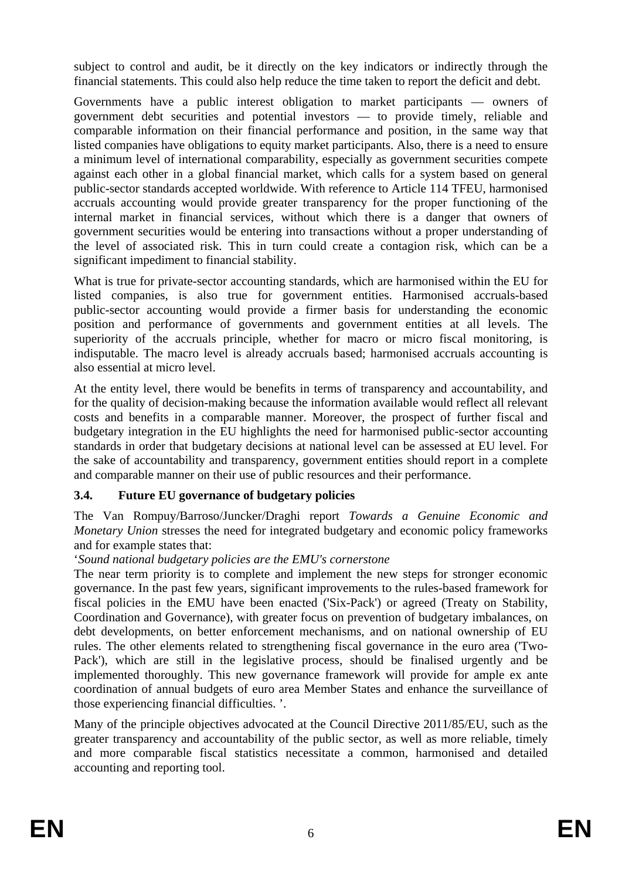subject to control and audit, be it directly on the key indicators or indirectly through the financial statements. This could also help reduce the time taken to report the deficit and debt.

Governments have a public interest obligation to market participants — owners of government debt securities and potential investors — to provide timely, reliable and comparable information on their financial performance and position, in the same way that listed companies have obligations to equity market participants. Also, there is a need to ensure a minimum level of international comparability, especially as government securities compete against each other in a global financial market, which calls for a system based on general public-sector standards accepted worldwide. With reference to Article 114 TFEU, harmonised accruals accounting would provide greater transparency for the proper functioning of the internal market in financial services, without which there is a danger that owners of government securities would be entering into transactions without a proper understanding of the level of associated risk. This in turn could create a contagion risk, which can be a significant impediment to financial stability.

What is true for private-sector accounting standards, which are harmonised within the EU for listed companies, is also true for government entities. Harmonised accruals-based public-sector accounting would provide a firmer basis for understanding the economic position and performance of governments and government entities at all levels. The superiority of the accruals principle, whether for macro or micro fiscal monitoring, is indisputable. The macro level is already accruals based; harmonised accruals accounting is also essential at micro level.

At the entity level, there would be benefits in terms of transparency and accountability, and for the quality of decision-making because the information available would reflect all relevant costs and benefits in a comparable manner. Moreover, the prospect of further fiscal and budgetary integration in the EU highlights the need for harmonised public-sector accounting standards in order that budgetary decisions at national level can be assessed at EU level. For the sake of accountability and transparency, government entities should report in a complete and comparable manner on their use of public resources and their performance.

### 3.4. Future EU governance of budgetary policies

The Van Rompuy/Barroso/Juncker/Draghi report *Towards a Genuine Economic and Monetary Union* stresses the need for integrated budgetary and economic policy frameworks and for example states that:

'*Sound national budgetary policies are the EMU's cornerstone*

The near term priority is to complete and implement the new steps for stronger economic governance. In the past few years, significant improvements to the rules-based framework for fiscal policies in the EMU have been enacted ('Six-Pack') or agreed (Treaty on Stability, Coordination and Governance), with greater focus on prevention of budgetary imbalances, on debt developments, on better enforcement mechanisms, and on national ownership of EU rules. The other elements related to strengthening fiscal governance in the euro area ('Two-Pack'), which are still in the legislative process, should be finalised urgently and be implemented thoroughly. This new governance framework will provide for ample ex ante coordination of annual budgets of euro area Member States and enhance the surveillance of those experiencing financial difficulties. '.

Many of the principle objectives advocated at the Council Directive 2011/85/EU, such as the greater transparency and accountability of the public sector, as well as more reliable, timely and more comparable fiscal statistics necessitate a common, harmonised and detailed accounting and reporting tool.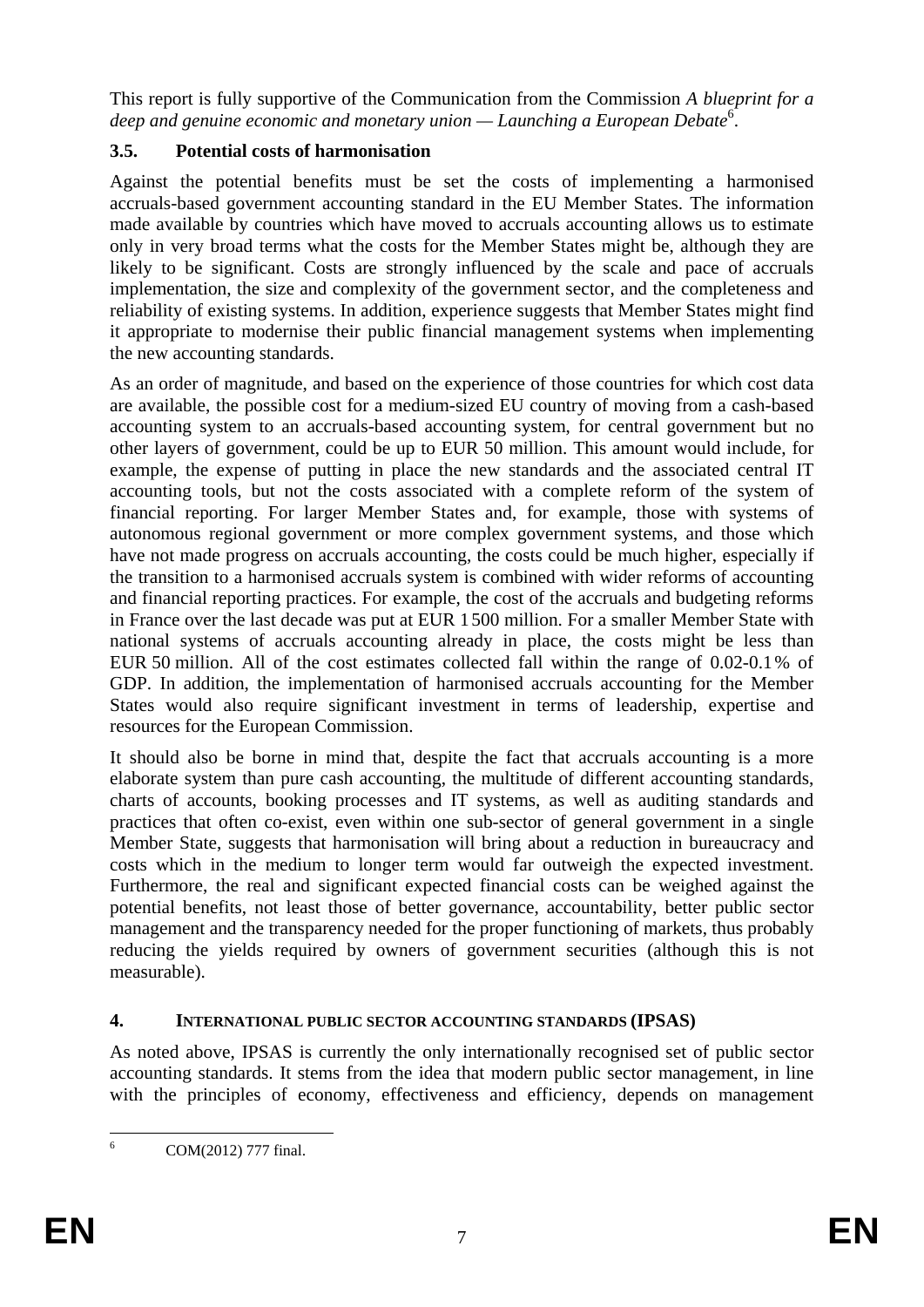This report is fully supportive of the Communication from the Commission *A blueprint for a deep and genuine economic and monetary union — Launching a European Debate*[6].

### 3.5. Potential costs of harmonisation

Against the potential benefits must be set the costs of implementing a harmonised accruals-based government accounting standard in the EU Member States. The information made available by countries which have moved to accruals accounting allows us to estimate only in very broad terms what the costs for the Member States might be, although they are likely to be significant. Costs are strongly influenced by the scale and pace of accruals implementation, the size and complexity of the government sector, and the completeness and reliability of existing systems. In addition, experience suggests that Member States might find it appropriate to modernise their public financial management systems when implementing the new accounting standards.

As an order of magnitude, and based on the experience of those countries for which cost data are available, the possible cost for a medium-sized EU country of moving from a cash-based accounting system to an accruals-based accounting system, for central government but no other layers of government, could be up to EUR 50 million. This amount would include, for example, the expense of putting in place the new standards and the associated central IT accounting tools, but not the costs associated with a complete reform of the system of financial reporting. For larger Member States and, for example, those with systems of autonomous regional government or more complex government systems, and those which have not made progress on accruals accounting, the costs could be much higher, especially if the transition to a harmonised accruals system is combined with wider reforms of accounting and financial reporting practices. For example, the cost of the accruals and budgeting reforms in France over the last decade was put at EUR 1 500 million. For a smaller Member State with national systems of accruals accounting already in place, the costs might be less than EUR 50 million. All of the cost estimates collected fall within the range of 0.02-0.1 % of GDP. In addition, the implementation of harmonised accruals accounting for the Member States would also require significant investment in terms of leadership, expertise and resources for the European Commission.

It should also be borne in mind that, despite the fact that accruals accounting is a more elaborate system than pure cash accounting, the multitude of different accounting standards, charts of accounts, booking processes and IT systems, as well as auditing standards and practices that often co-exist, even within one sub-sector of general government in a single Member State, suggests that harmonisation will bring about a reduction in bureaucracy and costs which in the medium to longer term would far outweigh the expected investment. Furthermore, the real and significant expected financial costs can be weighed against the potential benefits, not least those of better governance, accountability, better public sector management and the transparency needed for the proper functioning of markets, thus probably reducing the yields required by owners of government securities (although this is not measurable).

## 4. INTERNATIONAL PUBLIC SECTOR ACCOUNTING STANDARDS (IPSAS)

As noted above, IPSAS is currently the only internationally recognised set of public sector accounting standards. It stems from the idea that modern public sector management, in line with the principles of economy, effectiveness and efficiency, depends on management

[6] COM(2012) 777 final.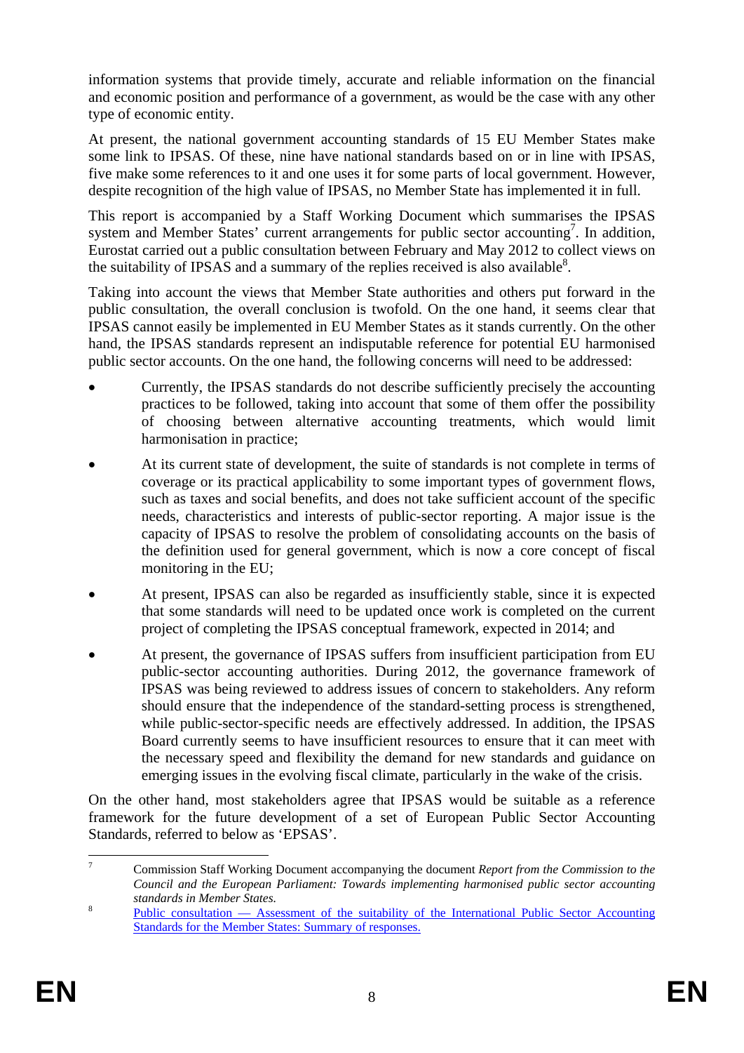information systems that provide timely, accurate and reliable information on the financial and economic position and performance of a government, as would be the case with any other type of economic entity.

At present, the national government accounting standards of 15 EU Member States make some link to IPSAS. Of these, nine have national standards based on or in line with IPSAS, five make some references to it and one uses it for some parts of local government. However, despite recognition of the high value of IPSAS, no Member State has implemented it in full.

This report is accompanied by a Staff Working Document which summarises the IPSAS system and Member States' current arrangements for public sector accounting[7]. In addition, Eurostat carried out a public consultation between February and May 2012 to collect views on the suitability of IPSAS and a summary of the replies received is also available[8].

Taking into account the views that Member State authorities and others put forward in the public consultation, the overall conclusion is twofold. On the one hand, it seems clear that IPSAS cannot easily be implemented in EU Member States as it stands currently. On the other hand, the IPSAS standards represent an indisputable reference for potential EU harmonised public sector accounts. On the one hand, the following concerns will need to be addressed:

- Currently, the IPSAS standards do not describe sufficiently precisely the accounting practices to be followed, taking into account that some of them offer the possibility of choosing between alternative accounting treatments, which would limit harmonisation in practice;
- At its current state of development, the suite of standards is not complete in terms of coverage or its practical applicability to some important types of government flows, such as taxes and social benefits, and does not take sufficient account of the specific needs, characteristics and interests of public-sector reporting. A major issue is the capacity of IPSAS to resolve the problem of consolidating accounts on the basis of the definition used for general government, which is now a core concept of fiscal monitoring in the EU;
- At present, IPSAS can also be regarded as insufficiently stable, since it is expected that some standards will need to be updated once work is completed on the current project of completing the IPSAS conceptual framework, expected in 2014; and
- At present, the governance of IPSAS suffers from insufficient participation from EU public-sector accounting authorities. During 2012, the governance framework of IPSAS was being reviewed to address issues of concern to stakeholders. Any reform should ensure that the independence of the standard-setting process is strengthened, while public-sector-specific needs are effectively addressed. In addition, the IPSAS Board currently seems to have insufficient resources to ensure that it can meet with the necessary speed and flexibility the demand for new standards and guidance on emerging issues in the evolving fiscal climate, particularly in the wake of the crisis.

On the other hand, most stakeholders agree that IPSAS would be suitable as a reference framework for the future development of a set of European Public Sector Accounting Standards, referred to below as 'EPSAS'.

---

[7] Commission Staff Working Document accompanying the document *Report from the Commission to the Council and the European Parliament: Towards implementing harmonised public sector accounting standards in Member States.*

[8] Public consultation — Assessment of the suitability of the International Public Sector Accounting Standards for the Member States: Summary of responses.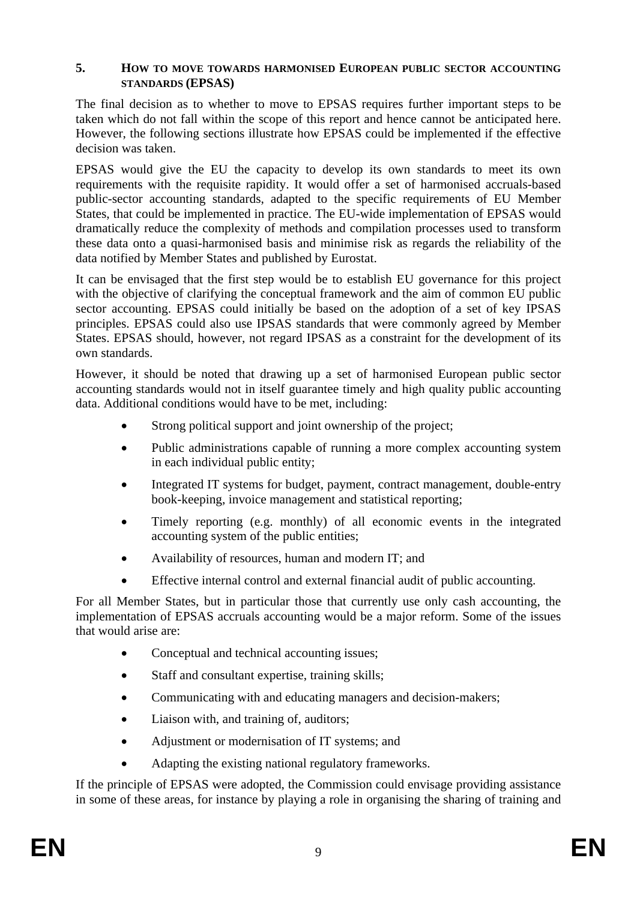## 5. How to move towards harmonised European public sector accounting standards (EPSAS)

The final decision as to whether to move to EPSAS requires further important steps to be taken which do not fall within the scope of this report and hence cannot be anticipated here. However, the following sections illustrate how EPSAS could be implemented if the effective decision was taken.

EPSAS would give the EU the capacity to develop its own standards to meet its own requirements with the requisite rapidity. It would offer a set of harmonised accruals-based public-sector accounting standards, adapted to the specific requirements of EU Member States, that could be implemented in practice. The EU-wide implementation of EPSAS would dramatically reduce the complexity of methods and compilation processes used to transform these data onto a quasi-harmonised basis and minimise risk as regards the reliability of the data notified by Member States and published by Eurostat.

It can be envisaged that the first step would be to establish EU governance for this project with the objective of clarifying the conceptual framework and the aim of common EU public sector accounting. EPSAS could initially be based on the adoption of a set of key IPSAS principles. EPSAS could also use IPSAS standards that were commonly agreed by Member States. EPSAS should, however, not regard IPSAS as a constraint for the development of its own standards.

However, it should be noted that drawing up a set of harmonised European public sector accounting standards would not in itself guarantee timely and high quality public accounting data. Additional conditions would have to be met, including:

- Strong political support and joint ownership of the project;
- Public administrations capable of running a more complex accounting system in each individual public entity;
- Integrated IT systems for budget, payment, contract management, double-entry book-keeping, invoice management and statistical reporting;
- Timely reporting (e.g. monthly) of all economic events in the integrated accounting system of the public entities;
- Availability of resources, human and modern IT; and
- Effective internal control and external financial audit of public accounting.

For all Member States, but in particular those that currently use only cash accounting, the implementation of EPSAS accruals accounting would be a major reform. Some of the issues that would arise are:

- Conceptual and technical accounting issues;
- Staff and consultant expertise, training skills;
- Communicating with and educating managers and decision-makers;
- Liaison with, and training of, auditors;
- Adjustment or modernisation of IT systems; and
- Adapting the existing national regulatory frameworks.

If the principle of EPSAS were adopted, the Commission could envisage providing assistance in some of these areas, for instance by playing a role in organising the sharing of training and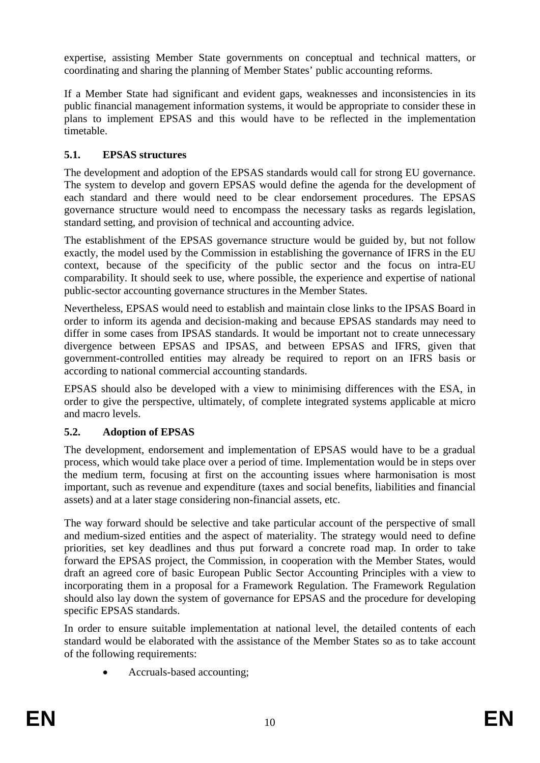expertise, assisting Member State governments on conceptual and technical matters, or coordinating and sharing the planning of Member States' public accounting reforms.

If a Member State had significant and evident gaps, weaknesses and inconsistencies in its public financial management information systems, it would be appropriate to consider these in plans to implement EPSAS and this would have to be reflected in the implementation timetable.

### 5.1. EPSAS structures

The development and adoption of the EPSAS standards would call for strong EU governance. The system to develop and govern EPSAS would define the agenda for the development of each standard and there would need to be clear endorsement procedures. The EPSAS governance structure would need to encompass the necessary tasks as regards legislation, standard setting, and provision of technical and accounting advice.

The establishment of the EPSAS governance structure would be guided by, but not follow exactly, the model used by the Commission in establishing the governance of IFRS in the EU context, because of the specificity of the public sector and the focus on intra-EU comparability. It should seek to use, where possible, the experience and expertise of national public-sector accounting governance structures in the Member States.

Nevertheless, EPSAS would need to establish and maintain close links to the IPSAS Board in order to inform its agenda and decision-making and because EPSAS standards may need to differ in some cases from IPSAS standards. It would be important not to create unnecessary divergence between EPSAS and IPSAS, and between EPSAS and IFRS, given that government-controlled entities may already be required to report on an IFRS basis or according to national commercial accounting standards.

EPSAS should also be developed with a view to minimising differences with the ESA, in order to give the perspective, ultimately, of complete integrated systems applicable at micro and macro levels.

### 5.2. Adoption of EPSAS

The development, endorsement and implementation of EPSAS would have to be a gradual process, which would take place over a period of time. Implementation would be in steps over the medium term, focusing at first on the accounting issues where harmonisation is most important, such as revenue and expenditure (taxes and social benefits, liabilities and financial assets) and at a later stage considering non-financial assets, etc.

The way forward should be selective and take particular account of the perspective of small and medium-sized entities and the aspect of materiality. The strategy would need to define priorities, set key deadlines and thus put forward a concrete road map. In order to take forward the EPSAS project, the Commission, in cooperation with the Member States, would draft an agreed core of basic European Public Sector Accounting Principles with a view to incorporating them in a proposal for a Framework Regulation. The Framework Regulation should also lay down the system of governance for EPSAS and the procedure for developing specific EPSAS standards.

In order to ensure suitable implementation at national level, the detailed contents of each standard would be elaborated with the assistance of the Member States so as to take account of the following requirements:

- Accruals-based accounting;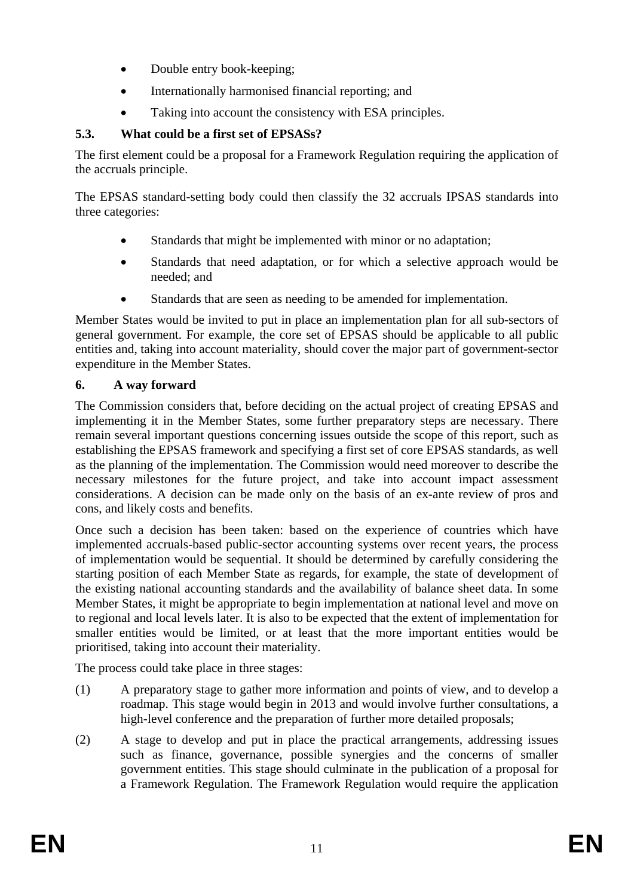- Double entry book-keeping;
- Internationally harmonised financial reporting; and
- Taking into account the consistency with ESA principles.

### 5.3. What could be a first set of EPSASs?

The first element could be a proposal for a Framework Regulation requiring the application of the accruals principle.

The EPSAS standard-setting body could then classify the 32 accruals IPSAS standards into three categories:

- Standards that might be implemented with minor or no adaptation;
- Standards that need adaptation, or for which a selective approach would be needed; and
- Standards that are seen as needing to be amended for implementation.

Member States would be invited to put in place an implementation plan for all sub-sectors of general government. For example, the core set of EPSAS should be applicable to all public entities and, taking into account materiality, should cover the major part of government-sector expenditure in the Member States.

## 6. A way forward

The Commission considers that, before deciding on the actual project of creating EPSAS and implementing it in the Member States, some further preparatory steps are necessary. There remain several important questions concerning issues outside the scope of this report, such as establishing the EPSAS framework and specifying a first set of core EPSAS standards, as well as the planning of the implementation. The Commission would need moreover to describe the necessary milestones for the future project, and take into account impact assessment considerations. A decision can be made only on the basis of an ex-ante review of pros and cons, and likely costs and benefits.

Once such a decision has been taken: based on the experience of countries which have implemented accruals-based public-sector accounting systems over recent years, the process of implementation would be sequential. It should be determined by carefully considering the starting position of each Member State as regards, for example, the state of development of the existing national accounting standards and the availability of balance sheet data. In some Member States, it might be appropriate to begin implementation at national level and move on to regional and local levels later. It is also to be expected that the extent of implementation for smaller entities would be limited, or at least that the more important entities would be prioritised, taking into account their materiality.

The process could take place in three stages:

(1) A preparatory stage to gather more information and points of view, and to develop a roadmap. This stage would begin in 2013 and would involve further consultations, a high-level conference and the preparation of further more detailed proposals;

(2) A stage to develop and put in place the practical arrangements, addressing issues such as finance, governance, possible synergies and the concerns of smaller government entities. This stage should culminate in the publication of a proposal for a Framework Regulation. The Framework Regulation would require the application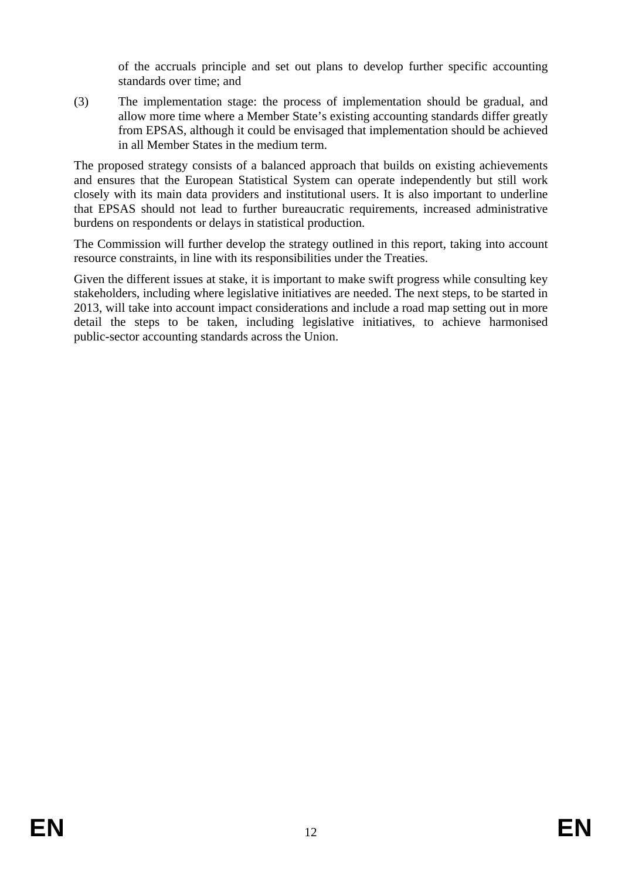of the accruals principle and set out plans to develop further specific accounting standards over time; and

(3) The implementation stage: the process of implementation should be gradual, and allow more time where a Member State's existing accounting standards differ greatly from EPSAS, although it could be envisaged that implementation should be achieved in all Member States in the medium term.

The proposed strategy consists of a balanced approach that builds on existing achievements and ensures that the European Statistical System can operate independently but still work closely with its main data providers and institutional users. It is also important to underline that EPSAS should not lead to further bureaucratic requirements, increased administrative burdens on respondents or delays in statistical production.

The Commission will further develop the strategy outlined in this report, taking into account resource constraints, in line with its responsibilities under the Treaties.

Given the different issues at stake, it is important to make swift progress while consulting key stakeholders, including where legislative initiatives are needed. The next steps, to be started in 2013, will take into account impact considerations and include a road map setting out in more detail the steps to be taken, including legislative initiatives, to achieve harmonised public-sector accounting standards across the Union.